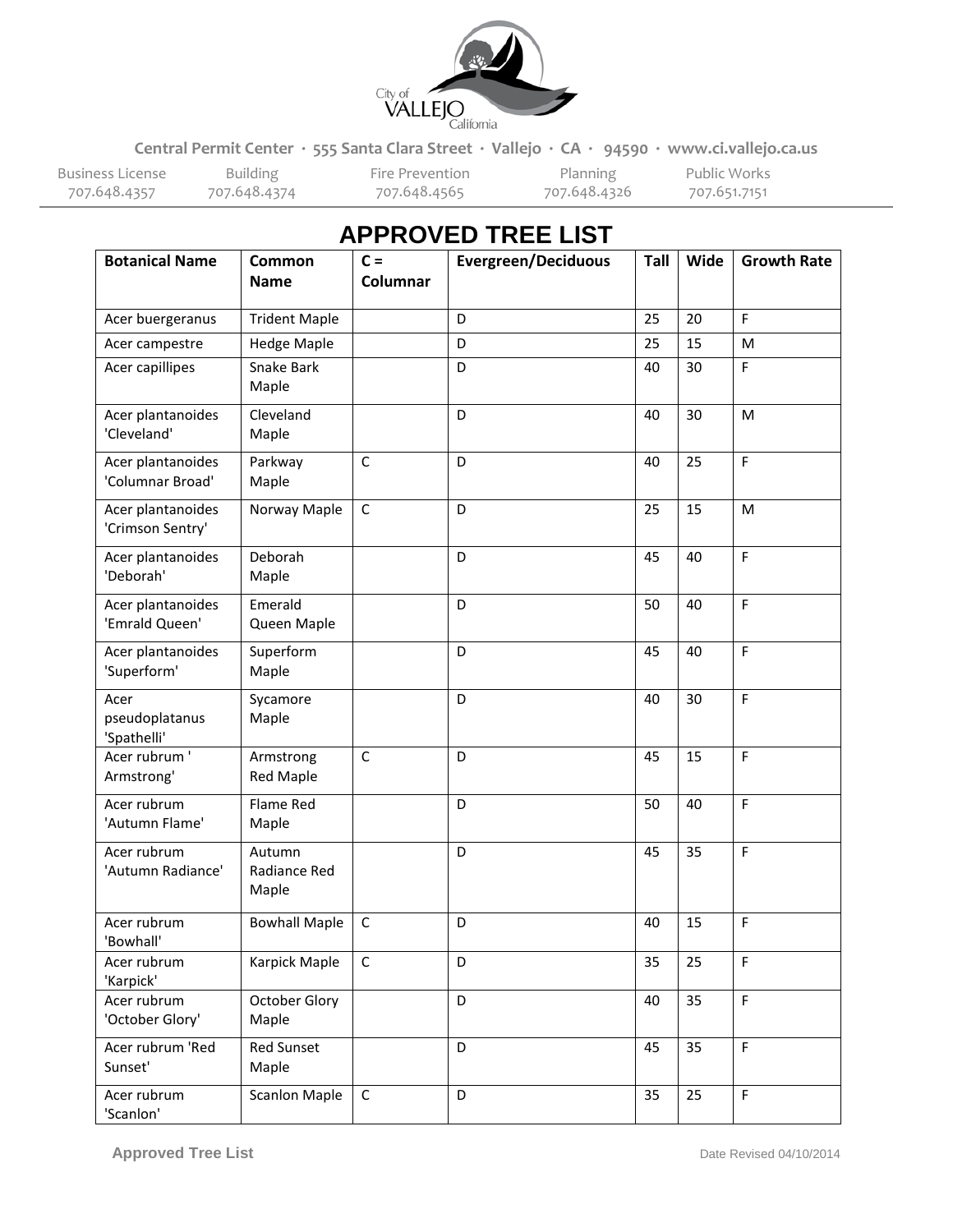Central Permit Center · 555 Santa Clara Street · Vallejo · CA · 94590 · www.ci.vallejo.ca.us

| Business License | Building | Fire Prevention | Planning | Public Works |
| --- | --- | --- | --- | --- |
| 707.648.4357 | 707.648.4374 | 707.648.4565 | 707.648.4326 | 707.651.7151 |

# APPROVED TREE LIST

| Botanical Name | Common Name | C = Columnar | Evergreen/Deciduous | Tall | Wide | Growth Rate |
| --- | --- | --- | --- | --- | --- | --- |
| Acer buergeranus | Trident Maple | | D | 25 | 20 | F |
| Acer campestre | Hedge Maple | | D | 25 | 15 | M |
| Acer capillipes | Snake Bark Maple | | D | 40 | 30 | F |
| Acer plantanoides 'Cleveland' | Cleveland Maple | | D | 40 | 30 | M |
| Acer plantanoides 'Columnar Broad' | Parkway Maple | C | D | 40 | 25 | F |
| Acer plantanoides 'Crimson Sentry' | Norway Maple | C | D | 25 | 15 | M |
| Acer plantanoides 'Deborah' | Deborah Maple | | D | 45 | 40 | F |
| Acer plantanoides 'Emrald Queen' | Emerald Queen Maple | | D | 50 | 40 | F |
| Acer plantanoides 'Superform' | Superform Maple | | D | 45 | 40 | F |
| Acer pseudoplatanus 'Spathelli' | Sycamore Maple | | D | 40 | 30 | F |
| Acer rubrum ' Armstrong' | Armstrong Red Maple | C | D | 45 | 15 | F |
| Acer rubrum 'Autumn Flame' | Flame Red Maple | | D | 50 | 40 | F |
| Acer rubrum 'Autumn Radiance' | Autumn Radiance Red Maple | | D | 45 | 35 | F |
| Acer rubrum 'Bowhall' | Bowhall Maple | C | D | 40 | 15 | F |
| Acer rubrum 'Karpick' | Karpick Maple | C | D | 35 | 25 | F |
| Acer rubrum 'October Glory' | October Glory Maple | | D | 40 | 35 | F |
| Acer rubrum 'Red Sunset' | Red Sunset Maple | | D | 45 | 35 | F |
| Acer rubrum 'Scanlon' | Scanlon Maple | C | D | 35 | 25 | F |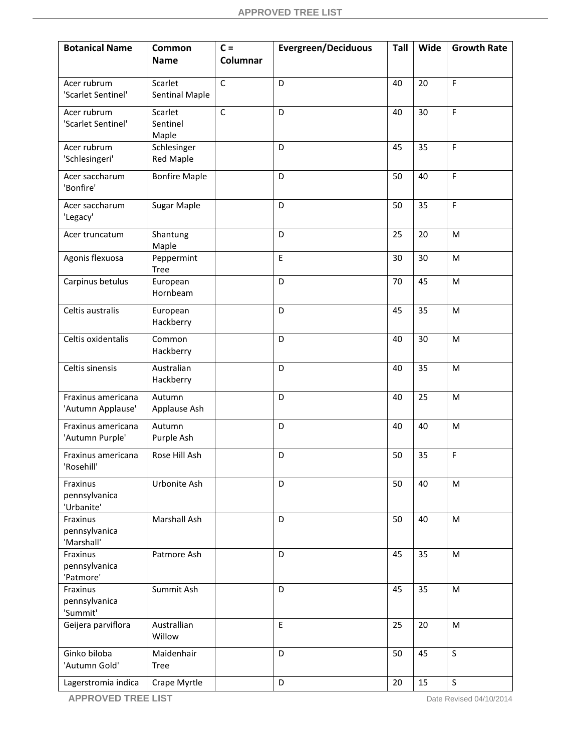| Botanical Name | Common Name | C = Columnar | Evergreen/Deciduous | Tall | Wide | Growth Rate |
|---|---|---|---|---|---|---|
| Acer rubrum 'Scarlet Sentinel' | Scarlet Sentinal Maple | C | D | 40 | 20 | F |
| Acer rubrum 'Scarlet Sentinel' | Scarlet Sentinel Maple | C | D | 40 | 30 | F |
| Acer rubrum 'Schlesingeri' | Schlesinger Red Maple | | D | 45 | 35 | F |
| Acer saccharum 'Bonfire' | Bonfire Maple | | D | 50 | 40 | F |
| Acer saccharum 'Legacy' | Sugar Maple | | D | 50 | 35 | F |
| Acer truncatum | Shantung Maple | | D | 25 | 20 | M |
| Agonis flexuosa | Peppermint Tree | | E | 30 | 30 | M |
| Carpinus betulus | European Hornbeam | | D | 70 | 45 | M |
| Celtis australis | European Hackberry | | D | 45 | 35 | M |
| Celtis oxidentalis | Common Hackberry | | D | 40 | 30 | M |
| Celtis sinensis | Australian Hackberry | | D | 40 | 35 | M |
| Fraxinus americana 'Autumn Applause' | Autumn Applause Ash | | D | 40 | 25 | M |
| Fraxinus americana 'Autumn Purple' | Autumn Purple Ash | | D | 40 | 40 | M |
| Fraxinus americana 'Rosehill' | Rose Hill Ash | | D | 50 | 35 | F |
| Fraxinus pennsylvanica 'Urbanite' | Urbonite Ash | | D | 50 | 40 | M |
| Fraxinus pennsylvanica 'Marshall' | Marshall Ash | | D | 50 | 40 | M |
| Fraxinus pennsylvanica 'Patmore' | Patmore Ash | | D | 45 | 35 | M |
| Fraxinus pennsylvanica 'Summit' | Summit Ash | | D | 45 | 35 | M |
| Geijera parviflora | Australlian Willow | | E | 25 | 20 | M |
| Ginko biloba 'Autumn Gold' | Maidenhair Tree | | D | 50 | 45 | S |
| Lagerstromia indica | Crape Myrtle | | D | 20 | 15 | S |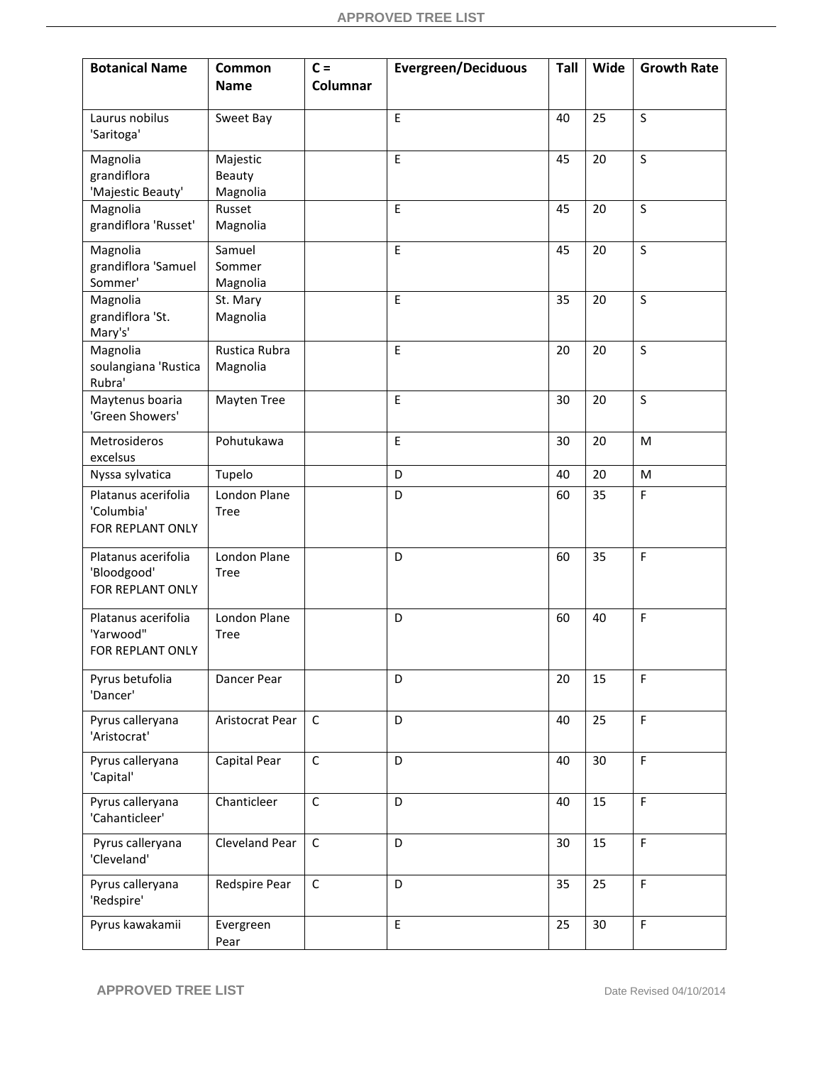| Botanical Name | Common Name | C = Columnar | Evergreen/Deciduous | Tall | Wide | Growth Rate |
|---|---|---|---|---|---|---|
| Laurus nobilus 'Saritoga' | Sweet Bay | | E | 40 | 25 | S |
| Magnolia grandiflora 'Majestic Beauty' | Majestic Beauty Magnolia | | E | 45 | 20 | S |
| Magnolia grandiflora 'Russet' | Russet Magnolia | | E | 45 | 20 | S |
| Magnolia grandiflora 'Samuel Sommer' | Samuel Sommer Magnolia | | E | 45 | 20 | S |
| Magnolia grandiflora 'St. Mary's' | St. Mary Magnolia | | E | 35 | 20 | S |
| Magnolia soulangiana 'Rustica Rubra' | Rustica Rubra Magnolia | | E | 20 | 20 | S |
| Maytenus boaria 'Green Showers' | Mayten Tree | | E | 30 | 20 | S |
| Metrosideros excelsus | Pohutukawa | | E | 30 | 20 | M |
| Nyssa sylvatica | Tupelo | | D | 40 | 20 | M |
| Platanus acerifolia 'Columbia' FOR REPLANT ONLY | London Plane Tree | | D | 60 | 35 | F |
| Platanus acerifolia 'Bloodgood' FOR REPLANT ONLY | London Plane Tree | | D | 60 | 35 | F |
| Platanus acerifolia 'Yarwood" FOR REPLANT ONLY | London Plane Tree | | D | 60 | 40 | F |
| Pyrus betufolia 'Dancer' | Dancer Pear | | D | 20 | 15 | F |
| Pyrus calleryana 'Aristocrat' | Aristocrat Pear | C | D | 40 | 25 | F |
| Pyrus calleryana 'Capital' | Capital Pear | C | D | 40 | 30 | F |
| Pyrus calleryana 'Cahanticleer' | Chanticleer | C | D | 40 | 15 | F |
| Pyrus calleryana 'Cleveland' | Cleveland Pear | C | D | 30 | 15 | F |
| Pyrus calleryana 'Redspire' | Redspire Pear | C | D | 35 | 25 | F |
| Pyrus kawakamii | Evergreen Pear | | E | 25 | 30 | F |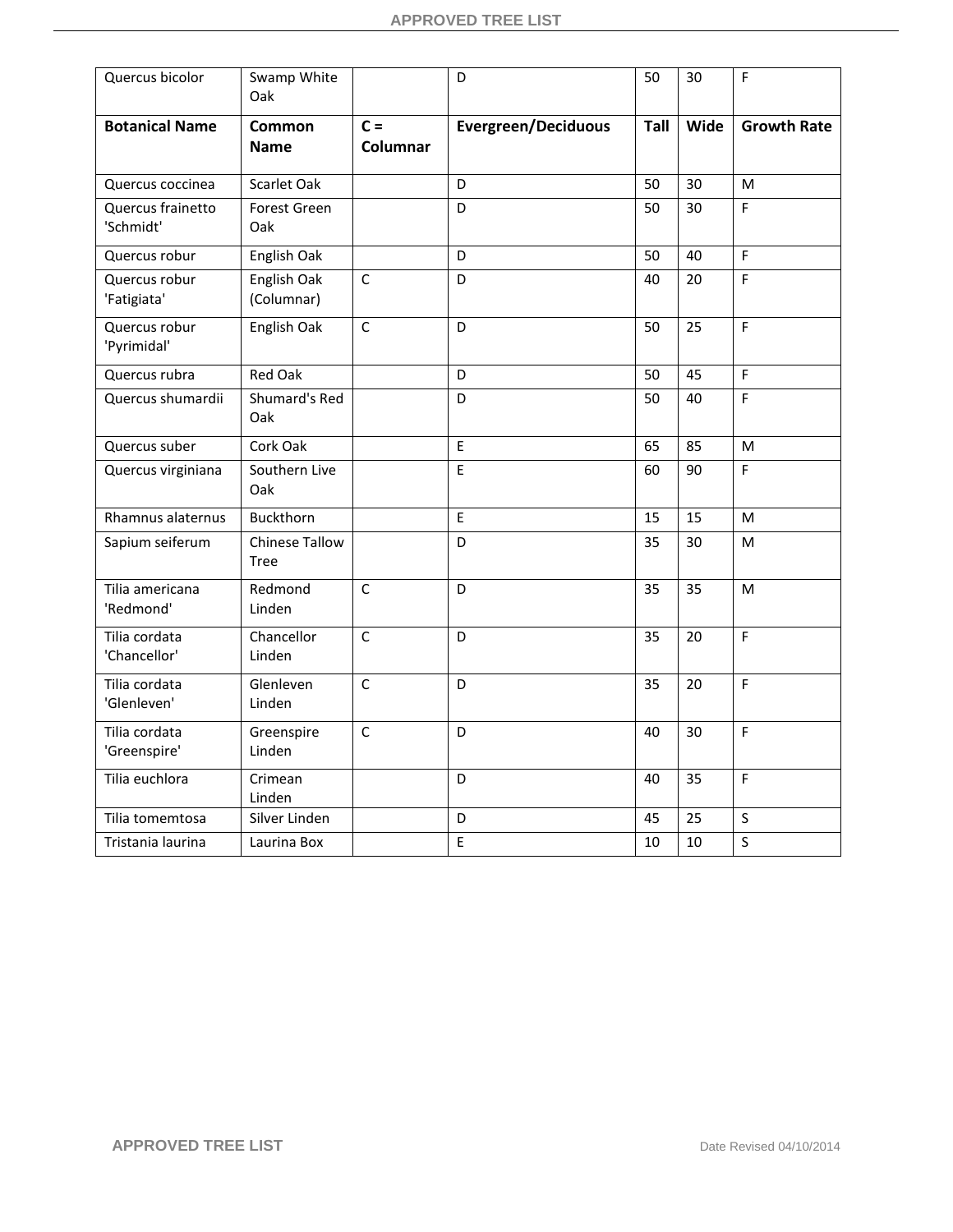| Botanical Name | Common Name | C = Columnar | Evergreen/Deciduous | Tall | Wide | Growth Rate |
|---|---|---|---|---|---|---|
| Quercus bicolor | Swamp White Oak | | D | 50 | 30 | F |
| Quercus coccinea | Scarlet Oak | | D | 50 | 30 | M |
| Quercus frainetto 'Schmidt' | Forest Green Oak | | D | 50 | 30 | F |
| Quercus robur | English Oak | | D | 50 | 40 | F |
| Quercus robur 'Fatigiata' | English Oak (Columnar) | C | D | 40 | 20 | F |
| Quercus robur 'Pyrimidal' | English Oak | C | D | 50 | 25 | F |
| Quercus rubra | Red Oak | | D | 50 | 45 | F |
| Quercus shumardii | Shumard's Red Oak | | D | 50 | 40 | F |
| Quercus suber | Cork Oak | | E | 65 | 85 | M |
| Quercus virginiana | Southern Live Oak | | E | 60 | 90 | F |
| Rhamnus alaternus | Buckthorn | | E | 15 | 15 | M |
| Sapium seiferum | Chinese Tallow Tree | | D | 35 | 30 | M |
| Tilia americana 'Redmond' | Redmond Linden | C | D | 35 | 35 | M |
| Tilia cordata 'Chancellor' | Chancellor Linden | C | D | 35 | 20 | F |
| Tilia cordata 'Glenleven' | Glenleven Linden | C | D | 35 | 20 | F |
| Tilia cordata 'Greenspire' | Greenspire Linden | C | D | 40 | 30 | F |
| Tilia euchlora | Crimean Linden | | D | 40 | 35 | F |
| Tilia tomemtosa | Silver Linden | | D | 45 | 25 | S |
| Tristania laurina | Laurina Box | | E | 10 | 10 | S |

Date Revised 04/10/2014